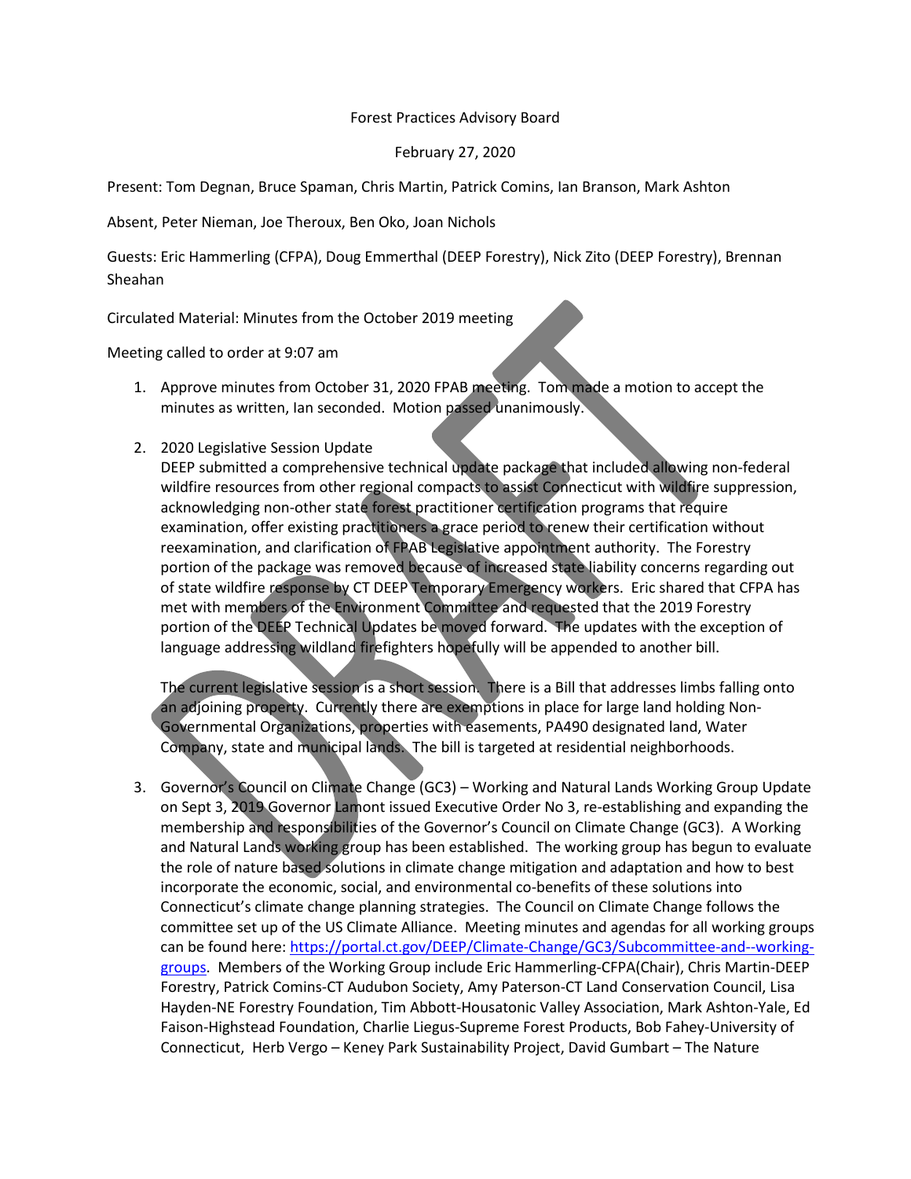Forest Practices Advisory Board

February 27, 2020

Present: Tom Degnan, Bruce Spaman, Chris Martin, Patrick Comins, Ian Branson, Mark Ashton

Absent, Peter Nieman, Joe Theroux, Ben Oko, Joan Nichols

Guests: Eric Hammerling (CFPA), Doug Emmerthal (DEEP Forestry), Nick Zito (DEEP Forestry), Brennan Sheahan

Circulated Material: Minutes from the October 2019 meeting

Meeting called to order at 9:07 am

1. Approve minutes from October 31, 2020 FPAB meeting. Tom made a motion to accept the minutes as written, Ian seconded. Motion passed unanimously.

2. 2020 Legislative Session Update
   DEEP submitted a comprehensive technical update package that included allowing non-federal wildfire resources from other regional compacts to assist Connecticut with wildfire suppression, acknowledging non-other state forest practitioner certification programs that require examination, offer existing practitioners a grace period to renew their certification without reexamination, and clarification of FPAB Legislative appointment authority. The Forestry portion of the package was removed because of increased state liability concerns regarding out of state wildfire response by CT DEEP Temporary Emergency workers. Eric shared that CFPA has met with members of the Environment Committee and requested that the 2019 Forestry portion of the DEEP Technical Updates be moved forward. The updates with the exception of language addressing wildland firefighters hopefully will be appended to another bill.

   The current legislative session is a short session. There is a Bill that addresses limbs falling onto an adjoining property. Currently there are exemptions in place for large land holding Non-Governmental Organizations, properties with easements, PA490 designated land, Water Company, state and municipal lands. The bill is targeted at residential neighborhoods.

3. Governor's Council on Climate Change (GC3) – Working and Natural Lands Working Group Update on Sept 3, 2019 Governor Lamont issued Executive Order No 3, re-establishing and expanding the membership and responsibilities of the Governor's Council on Climate Change (GC3). A Working and Natural Lands working group has been established. The working group has begun to evaluate the role of nature based solutions in climate change mitigation and adaptation and how to best incorporate the economic, social, and environmental co-benefits of these solutions into Connecticut's climate change planning strategies. The Council on Climate Change follows the committee set up of the US Climate Alliance. Meeting minutes and agendas for all working groups can be found here: https://portal.ct.gov/DEEP/Climate-Change/GC3/Subcommittee-and--working-groups. Members of the Working Group include Eric Hammerling-CFPA(Chair), Chris Martin-DEEP Forestry, Patrick Comins-CT Audubon Society, Amy Paterson-CT Land Conservation Council, Lisa Hayden-NE Forestry Foundation, Tim Abbott-Housatonic Valley Association, Mark Ashton-Yale, Ed Faison-Highstead Foundation, Charlie Liegus-Supreme Forest Products, Bob Fahey-University of Connecticut, Herb Vergo – Keney Park Sustainability Project, David Gumbart – The Nature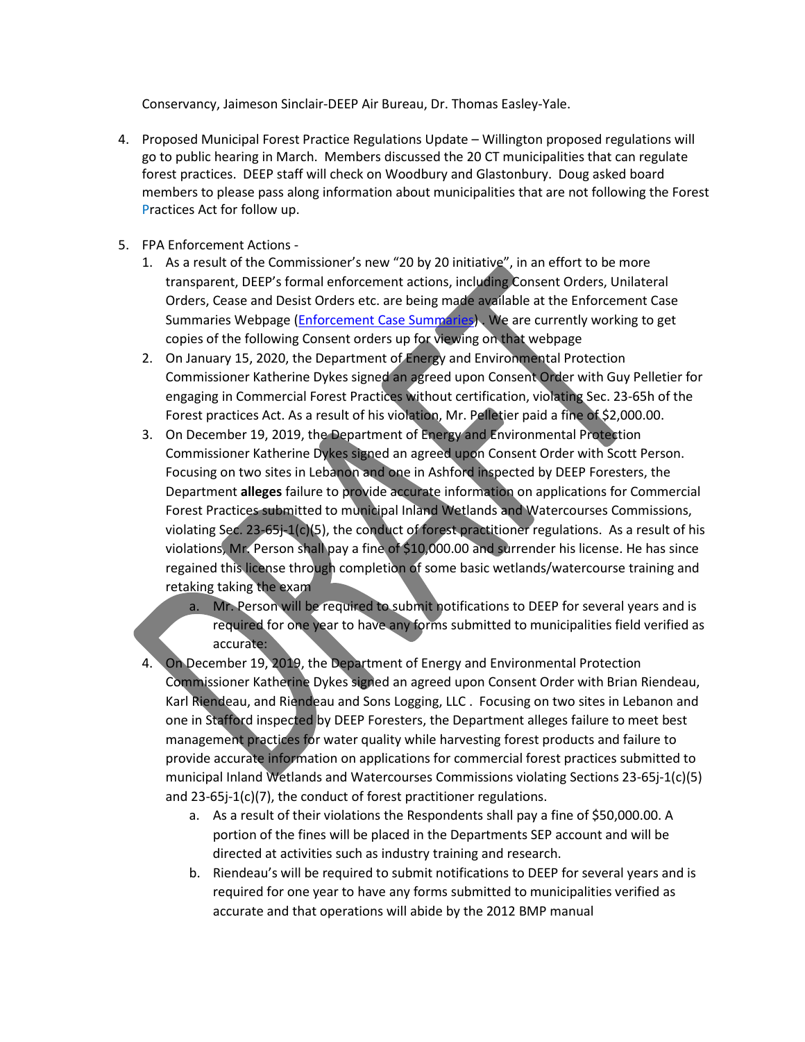Conservancy, Jaimeson Sinclair-DEEP Air Bureau, Dr. Thomas Easley-Yale.

4. Proposed Municipal Forest Practice Regulations Update – Willington proposed regulations will go to public hearing in March. Members discussed the 20 CT municipalities that can regulate forest practices. DEEP staff will check on Woodbury and Glastonbury. Doug asked board members to please pass along information about municipalities that are not following the Forest Practices Act for follow up.

5. FPA Enforcement Actions -
   1. As a result of the Commissioner's new "20 by 20 initiative", in an effort to be more transparent, DEEP's formal enforcement actions, including Consent Orders, Unilateral Orders, Cease and Desist Orders etc. are being made available at the Enforcement Case Summaries Webpage (Enforcement Case Summaries) . We are currently working to get copies of the following Consent orders up for viewing on that webpage
   2. On January 15, 2020, the Department of Energy and Environmental Protection Commissioner Katherine Dykes signed an agreed upon Consent Order with Guy Pelletier for engaging in Commercial Forest Practices without certification, violating Sec. 23-65h of the Forest practices Act. As a result of his violation, Mr. Pelletier paid a fine of $2,000.00.
   3. On December 19, 2019, the Department of Energy and Environmental Protection Commissioner Katherine Dykes signed an agreed upon Consent Order with Scott Person. Focusing on two sites in Lebanon and one in Ashford inspected by DEEP Foresters, the Department **alleges** failure to provide accurate information on applications for Commercial Forest Practices submitted to municipal Inland Wetlands and Watercourses Commissions, violating Sec. 23-65j-1(c)(5), the conduct of forest practitioner regulations. As a result of his violations, Mr. Person shall pay a fine of $10,000.00 and surrender his license. He has since regained this license through completion of some basic wetlands/watercourse training and retaking taking the exam
      a. Mr. Person will be required to submit notifications to DEEP for several years and is required for one year to have any forms submitted to municipalities field verified as accurate.
   4. On December 19, 2019, the Department of Energy and Environmental Protection Commissioner Katherine Dykes signed an agreed upon Consent Order with Brian Riendeau, Karl Riendeau, and Riendeau and Sons Logging, LLC . Focusing on two sites in Lebanon and one in Stafford inspected by DEEP Foresters, the Department alleges failure to meet best management practices for water quality while harvesting forest products and failure to provide accurate information on applications for commercial forest practices submitted to municipal Inland Wetlands and Watercourses Commissions violating Sections 23-65j-1(c)(5) and 23-65j-1(c)(7), the conduct of forest practitioner regulations.
      a. As a result of their violations the Respondents shall pay a fine of $50,000.00. A portion of the fines will be placed in the Departments SEP account and will be directed at activities such as industry training and research.
      b. Riendeau's will be required to submit notifications to DEEP for several years and is required for one year to have any forms submitted to municipalities verified as accurate and that operations will abide by the 2012 BMP manual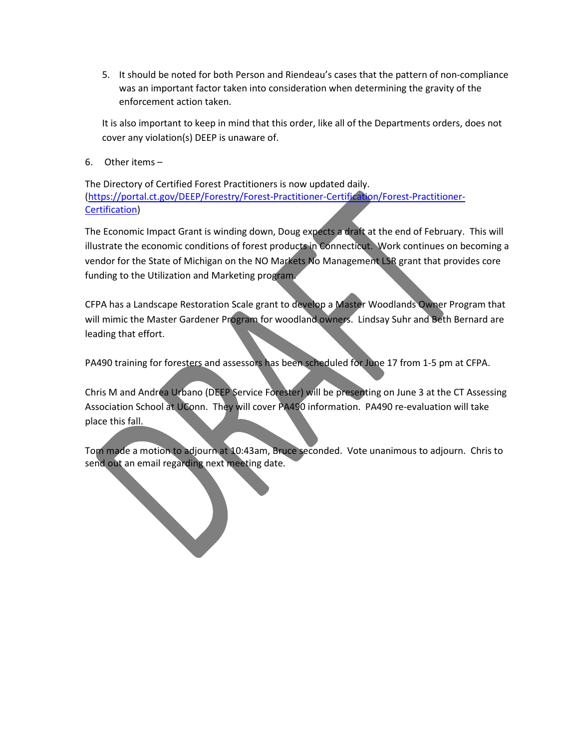5. It should be noted for both Person and Riendeau's cases that the pattern of non-compliance was an important factor taken into consideration when determining the gravity of the enforcement action taken.

   It is also important to keep in mind that this order, like all of the Departments orders, does not cover any violation(s) DEEP is unaware of.

6. Other items –

The Directory of Certified Forest Practitioners is now updated daily. (https://portal.ct.gov/DEEP/Forestry/Forest-Practitioner-Certification/Forest-Practitioner-Certification)

The Economic Impact Grant is winding down, Doug expects a draft at the end of February. This will illustrate the economic conditions of forest products in Connecticut. Work continues on becoming a vendor for the State of Michigan on the NO Markets No Management LSR grant that provides core funding to the Utilization and Marketing program.

CFPA has a Landscape Restoration Scale grant to develop a Master Woodlands Owner Program that will mimic the Master Gardener Program for woodland owners. Lindsay Suhr and Beth Bernard are leading that effort.

PA490 training for foresters and assessors has been scheduled for June 17 from 1-5 pm at CFPA.

Chris M and Andrea Urbano (DEEP Service Forester) will be presenting on June 3 at the CT Assessing Association School at UConn. They will cover PA490 information. PA490 re-evaluation will take place this fall.

Tom made a motion to adjourn at 10:43am, Bruce seconded. Vote unanimous to adjourn. Chris to send out an email regarding next meeting date.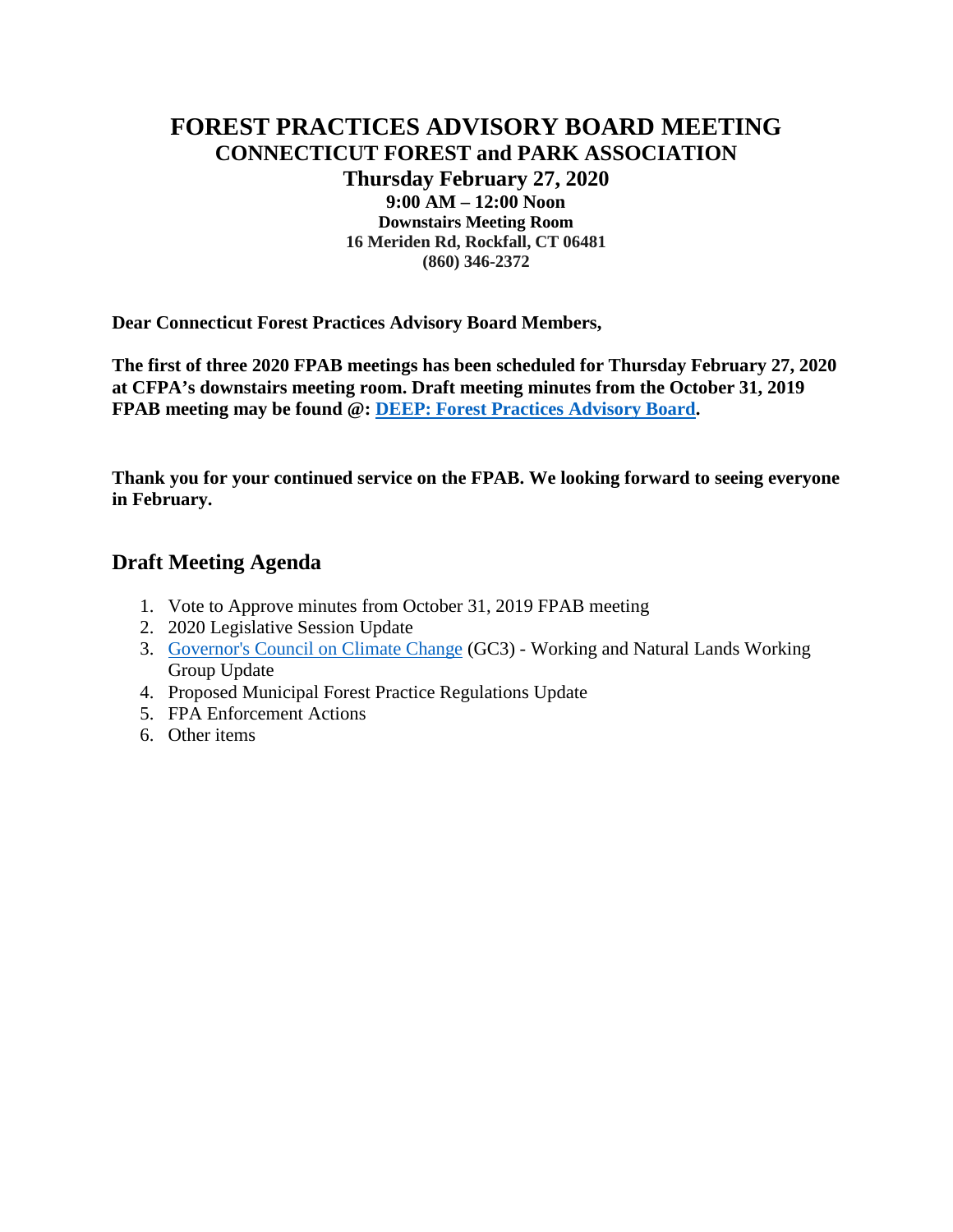# FOREST PRACTICES ADVISORY BOARD MEETING

## CONNECTICUT FOREST and PARK ASSOCIATION

**Thursday February 27, 2020**

**9:00 AM – 12:00 Noon**

**Downstairs Meeting Room**

**16 Meriden Rd, Rockfall, CT 06481**

**(860) 346-2372**

**Dear Connecticut Forest Practices Advisory Board Members,**

**The first of three 2020 FPAB meetings has been scheduled for Thursday February 27, 2020 at CFPA's downstairs meeting room. Draft meeting minutes from the October 31, 2019 FPAB meeting may be found @: DEEP: Forest Practices Advisory Board.**

**Thank you for your continued service on the FPAB. We looking forward to seeing everyone in February.**

## Draft Meeting Agenda

1. Vote to Approve minutes from October 31, 2019 FPAB meeting
2. 2020 Legislative Session Update
3. Governor's Council on Climate Change (GC3) - Working and Natural Lands Working Group Update
4. Proposed Municipal Forest Practice Regulations Update
5. FPA Enforcement Actions
6. Other items